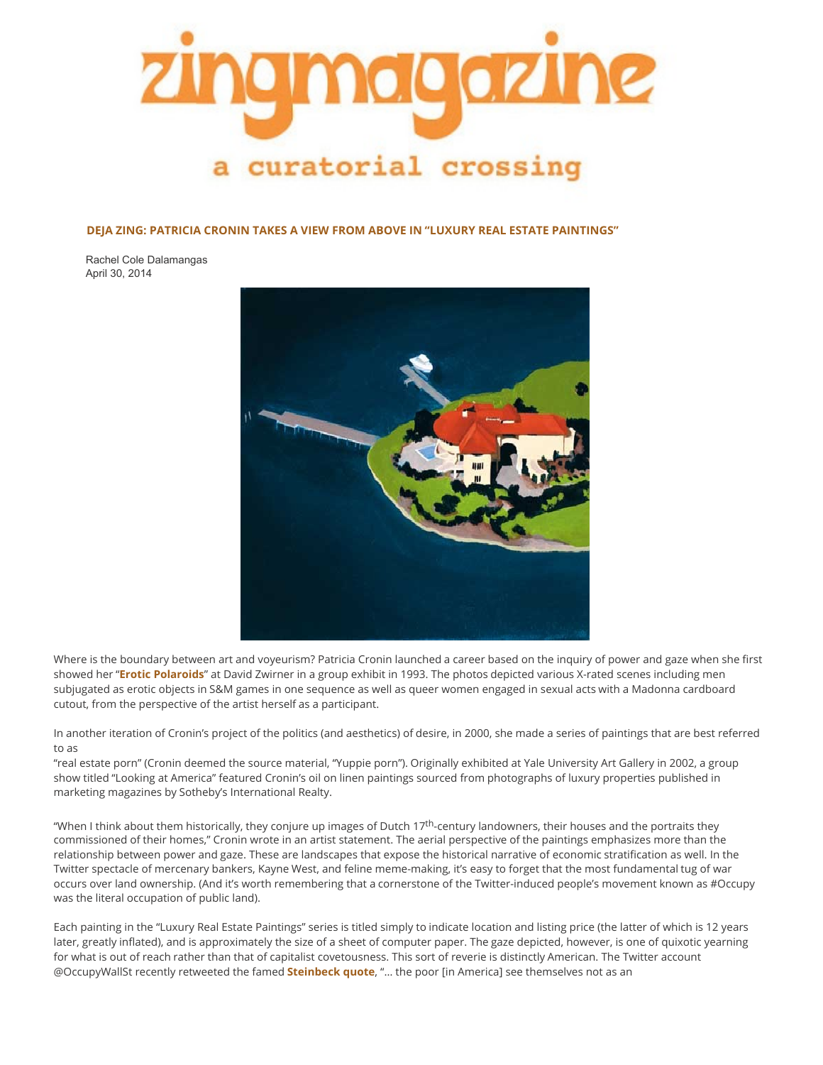# zingmagazine

a curatorial crossing

## DEJA ZING: PATRICIA CRONIN TAKES A VIEW FROM ABOVE IN "LUXURY REAL ESTATE PAINTINGS"

Rachel Cole Dalamangas
April 30, 2014

Where is the boundary between art and voyeurism? Patricia Cronin launched a career based on the inquiry of power and gaze when she first showed her "**Erotic Polaroids**" at David Zwirner in a group exhibit in 1993. The photos depicted various X-rated scenes including men subjugated as erotic objects in S&M games in one sequence as well as queer women engaged in sexual acts with a Madonna cardboard cutout, from the perspective of the artist herself as a participant.

In another iteration of Cronin's project of the politics (and aesthetics) of desire, in 2000, she made a series of paintings that are best referred to as
"real estate porn" (Cronin deemed the source material, "Yuppie porn"). Originally exhibited at Yale University Art Gallery in 2002, a group show titled "Looking at America" featured Cronin's oil on linen paintings sourced from photographs of luxury properties published in marketing magazines by Sotheby's International Realty.

"When I think about them historically, they conjure up images of Dutch 17th-century landowners, their houses and the portraits they commissioned of their homes," Cronin wrote in an artist statement. The aerial perspective of the paintings emphasizes more than the relationship between power and gaze. These are landscapes that expose the historical narrative of economic stratification as well. In the Twitter spectacle of mercenary bankers, Kayne West, and feline meme-making, it's easy to forget that the most fundamental tug of war occurs over land ownership. (And it's worth remembering that a cornerstone of the Twitter-induced people's movement known as #Occupy was the literal occupation of public land).

Each painting in the "Luxury Real Estate Paintings" series is titled simply to indicate location and listing price (the latter of which is 12 years later, greatly inflated), and is approximately the size of a sheet of computer paper. The gaze depicted, however, is one of quixotic yearning for what is out of reach rather than that of capitalist covetousness. This sort of reverie is distinctly American. The Twitter account @OccupyWallSt recently retweeted the famed **Steinbeck quote**, "... the poor [in America] see themselves not as an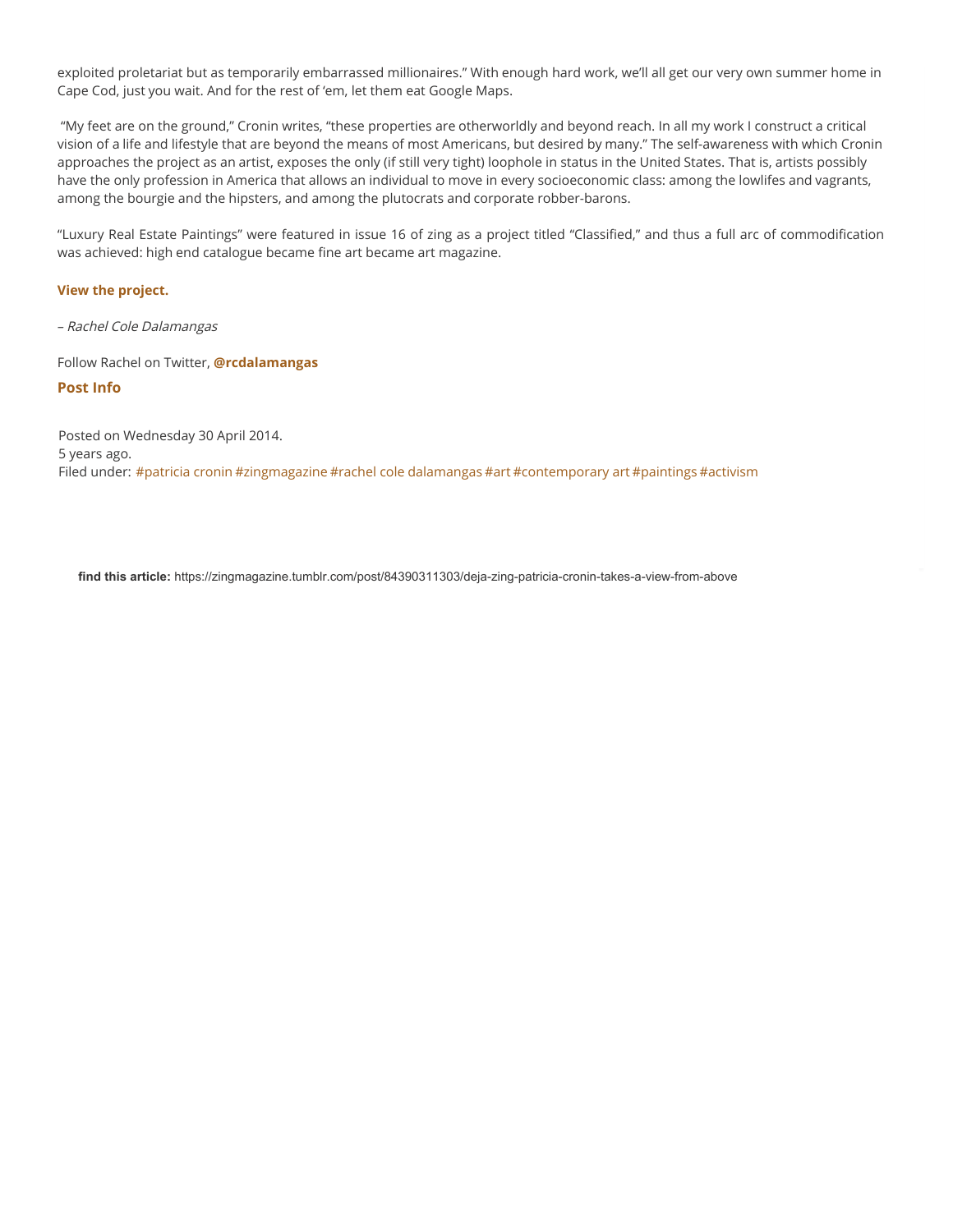exploited proletariat but as temporarily embarrassed millionaires." With enough hard work, we'll all get our very own summer home in Cape Cod, just you wait. And for the rest of 'em, let them eat Google Maps.

"My feet are on the ground," Cronin writes, "these properties are otherworldly and beyond reach. In all my work I construct a critical vision of a life and lifestyle that are beyond the means of most Americans, but desired by many." The self-awareness with which Cronin approaches the project as an artist, exposes the only (if still very tight) loophole in status in the United States. That is, artists possibly have the only profession in America that allows an individual to move in every socioeconomic class: among the lowlifes and vagrants, among the bourgie and the hipsters, and among the plutocrats and corporate robber-barons.

"Luxury Real Estate Paintings" were featured in issue 16 of zing as a project titled "Classified," and thus a full arc of commodification was achieved: high end catalogue became fine art became art magazine.

**View the project.**

– *Rachel Cole Dalamangas*

Follow Rachel on Twitter, **@rcdalamangas**

**Post Info**

Posted on Wednesday 30 April 2014.
5 years ago.
Filed under: #patricia cronin #zingmagazine #rachel cole dalamangas #art #contemporary art #paintings #activism

**find this article:** https://zingmagazine.tumblr.com/post/84390311303/deja-zing-patricia-cronin-takes-a-view-from-above